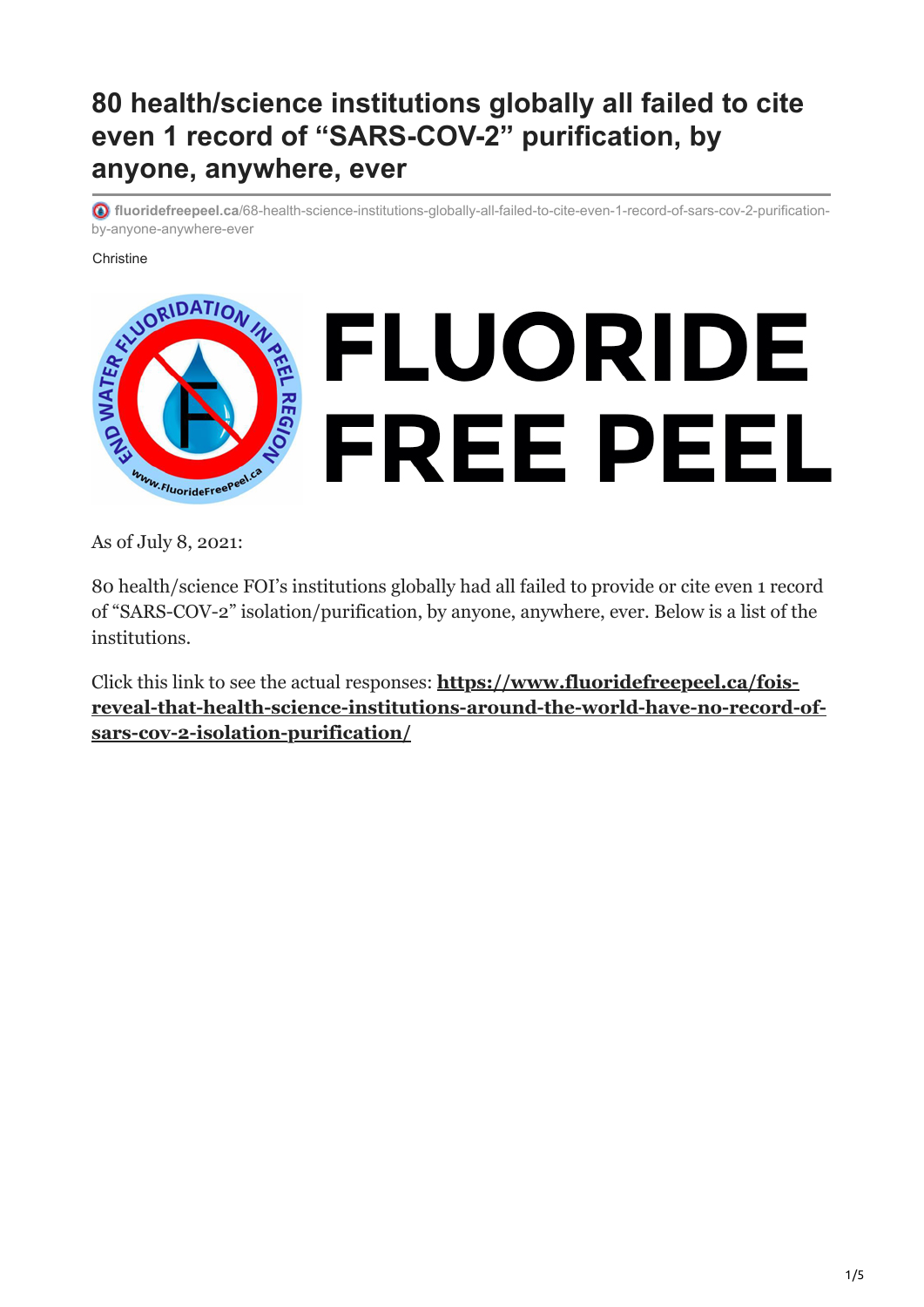# 80 health/science institutions globally all failed to cite even 1 record of "SARS-COV-2" purification, by anyone, anywhere, ever

fluoridefreepeel.ca/68-health-science-institutions-globally-all-failed-to-cite-even-1-record-of-sars-cov-2-purification-by-anyone-anywhere-ever

Christine

END WATER FLUORIDATION IN PEEL REGION

www.FluorideFreePeel.ca

**FLUORIDE FREE PEEL**

As of July 8, 2021:

80 health/science FOI's institutions globally had all failed to provide or cite even 1 record of "SARS-COV-2" isolation/purification, by anyone, anywhere, ever. Below is a list of the institutions.

Click this link to see the actual responses: **https://www.fluoridefreepeel.ca/fois-reveal-that-health-science-institutions-around-the-world-have-no-record-of-sars-cov-2-isolation-purification/**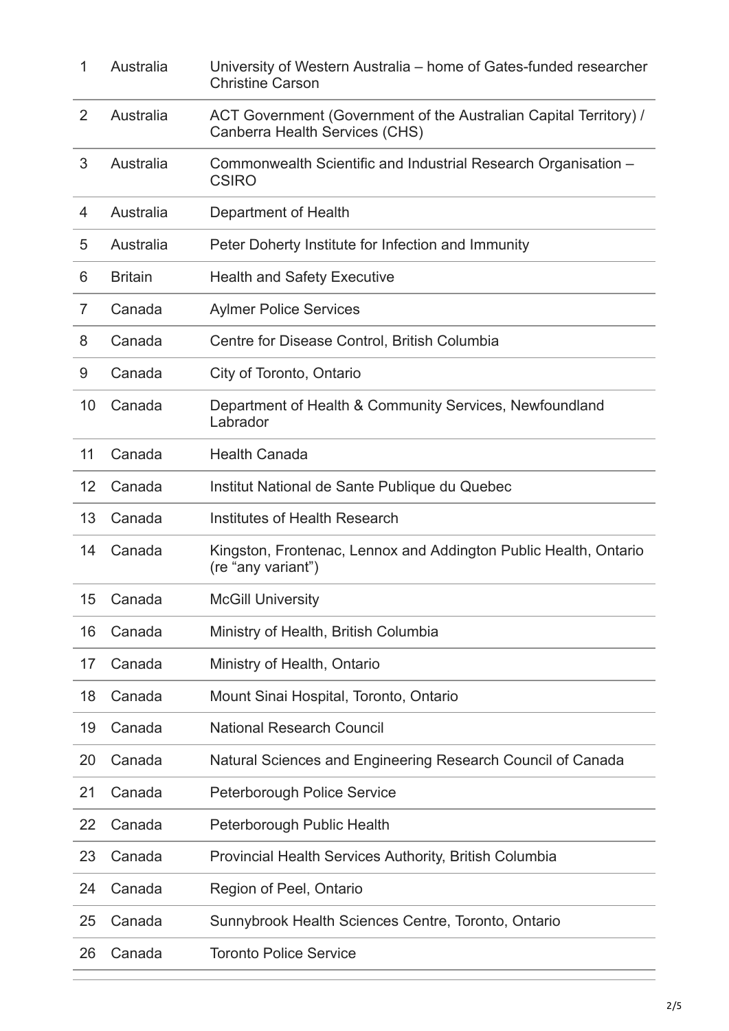| | | |
|---|---|---|
| 1 | Australia | University of Western Australia – home of Gates-funded researcher Christine Carson |
| 2 | Australia | ACT Government (Government of the Australian Capital Territory) / Canberra Health Services (CHS) |
| 3 | Australia | Commonwealth Scientific and Industrial Research Organisation – CSIRO |
| 4 | Australia | Department of Health |
| 5 | Australia | Peter Doherty Institute for Infection and Immunity |
| 6 | Britain | Health and Safety Executive |
| 7 | Canada | Aylmer Police Services |
| 8 | Canada | Centre for Disease Control, British Columbia |
| 9 | Canada | City of Toronto, Ontario |
| 10 | Canada | Department of Health & Community Services, Newfoundland Labrador |
| 11 | Canada | Health Canada |
| 12 | Canada | Institut National de Sante Publique du Quebec |
| 13 | Canada | Institutes of Health Research |
| 14 | Canada | Kingston, Frontenac, Lennox and Addington Public Health, Ontario (re "any variant") |
| 15 | Canada | McGill University |
| 16 | Canada | Ministry of Health, British Columbia |
| 17 | Canada | Ministry of Health, Ontario |
| 18 | Canada | Mount Sinai Hospital, Toronto, Ontario |
| 19 | Canada | National Research Council |
| 20 | Canada | Natural Sciences and Engineering Research Council of Canada |
| 21 | Canada | Peterborough Police Service |
| 22 | Canada | Peterborough Public Health |
| 23 | Canada | Provincial Health Services Authority, British Columbia |
| 24 | Canada | Region of Peel, Ontario |
| 25 | Canada | Sunnybrook Health Sciences Centre, Toronto, Ontario |
| 26 | Canada | Toronto Police Service |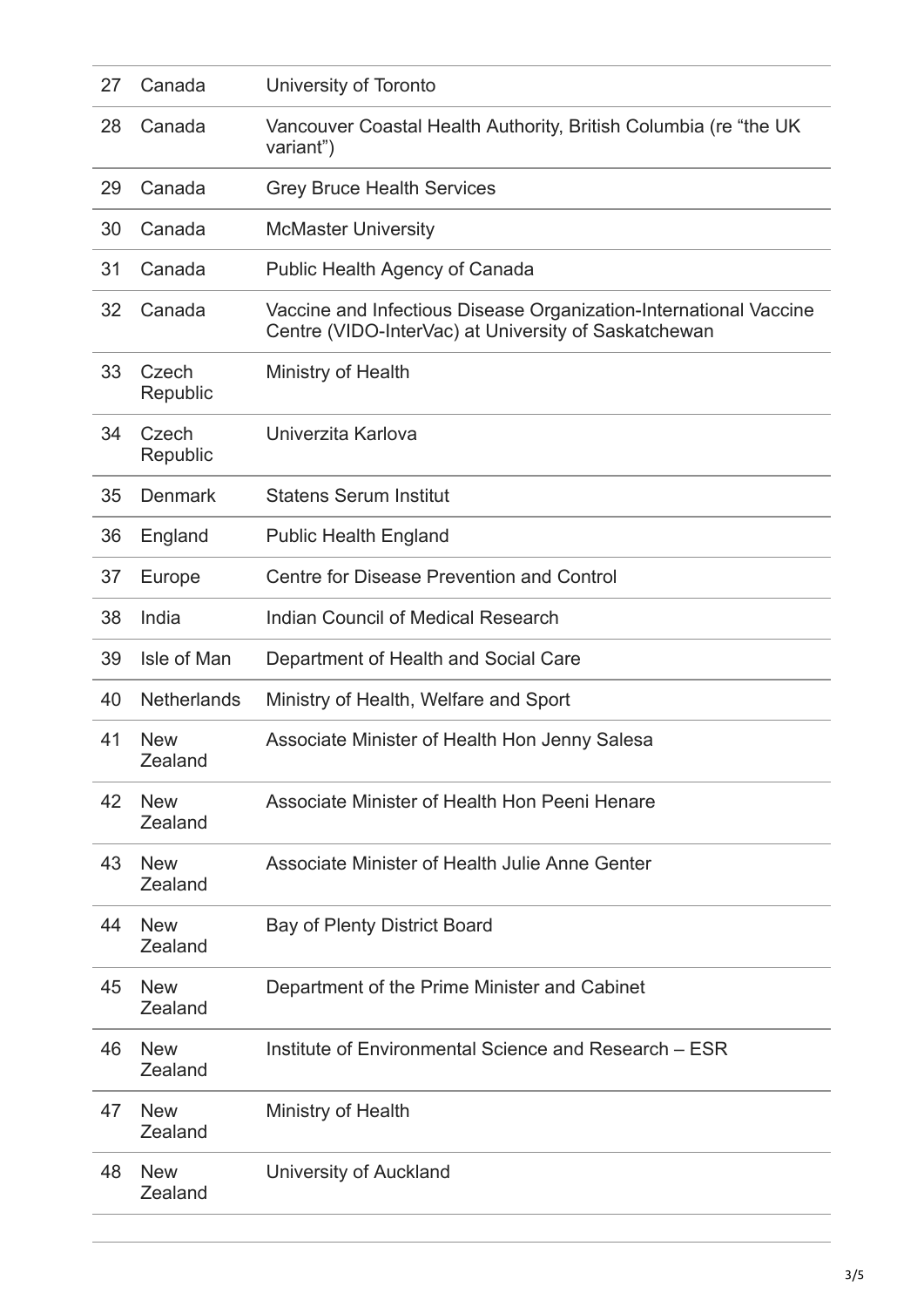| | | |
|---|---|---|
| 27 | Canada | University of Toronto |
| 28 | Canada | Vancouver Coastal Health Authority, British Columbia (re "the UK variant") |
| 29 | Canada | Grey Bruce Health Services |
| 30 | Canada | McMaster University |
| 31 | Canada | Public Health Agency of Canada |
| 32 | Canada | Vaccine and Infectious Disease Organization-International Vaccine Centre (VIDO-InterVac) at University of Saskatchewan |
| 33 | Czech Republic | Ministry of Health |
| 34 | Czech Republic | Univerzita Karlova |
| 35 | Denmark | Statens Serum Institut |
| 36 | England | Public Health England |
| 37 | Europe | Centre for Disease Prevention and Control |
| 38 | India | Indian Council of Medical Research |
| 39 | Isle of Man | Department of Health and Social Care |
| 40 | Netherlands | Ministry of Health, Welfare and Sport |
| 41 | New Zealand | Associate Minister of Health Hon Jenny Salesa |
| 42 | New Zealand | Associate Minister of Health Hon Peeni Henare |
| 43 | New Zealand | Associate Minister of Health Julie Anne Genter |
| 44 | New Zealand | Bay of Plenty District Board |
| 45 | New Zealand | Department of the Prime Minister and Cabinet |
| 46 | New Zealand | Institute of Environmental Science and Research – ESR |
| 47 | New Zealand | Ministry of Health |
| 48 | New Zealand | University of Auckland |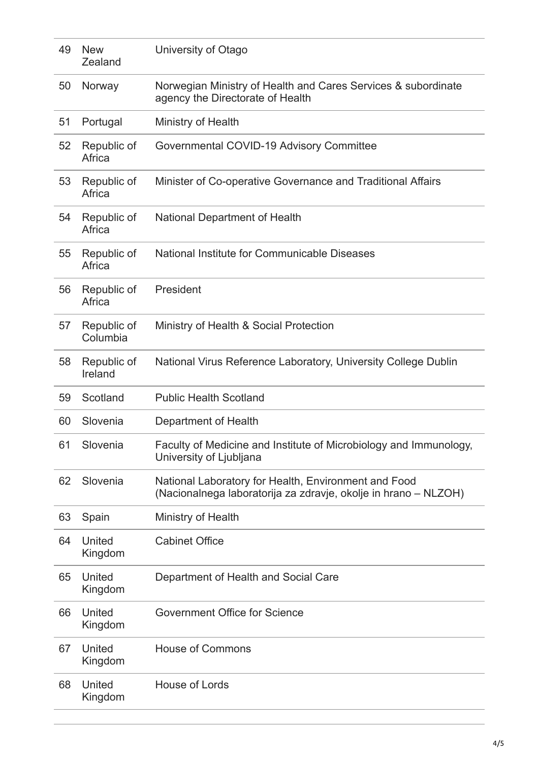| | | |
|---|---|---|
| 49 | New Zealand | University of Otago |
| 50 | Norway | Norwegian Ministry of Health and Cares Services & subordinate agency the Directorate of Health |
| 51 | Portugal | Ministry of Health |
| 52 | Republic of Africa | Governmental COVID-19 Advisory Committee |
| 53 | Republic of Africa | Minister of Co-operative Governance and Traditional Affairs |
| 54 | Republic of Africa | National Department of Health |
| 55 | Republic of Africa | National Institute for Communicable Diseases |
| 56 | Republic of Africa | President |
| 57 | Republic of Columbia | Ministry of Health & Social Protection |
| 58 | Republic of Ireland | National Virus Reference Laboratory, University College Dublin |
| 59 | Scotland | Public Health Scotland |
| 60 | Slovenia | Department of Health |
| 61 | Slovenia | Faculty of Medicine and Institute of Microbiology and Immunology, University of Ljubljana |
| 62 | Slovenia | National Laboratory for Health, Environment and Food (Nacionalnega laboratorija za zdravje, okolje in hrano – NLZOH) |
| 63 | Spain | Ministry of Health |
| 64 | United Kingdom | Cabinet Office |
| 65 | United Kingdom | Department of Health and Social Care |
| 66 | United Kingdom | Government Office for Science |
| 67 | United Kingdom | House of Commons |
| 68 | United Kingdom | House of Lords |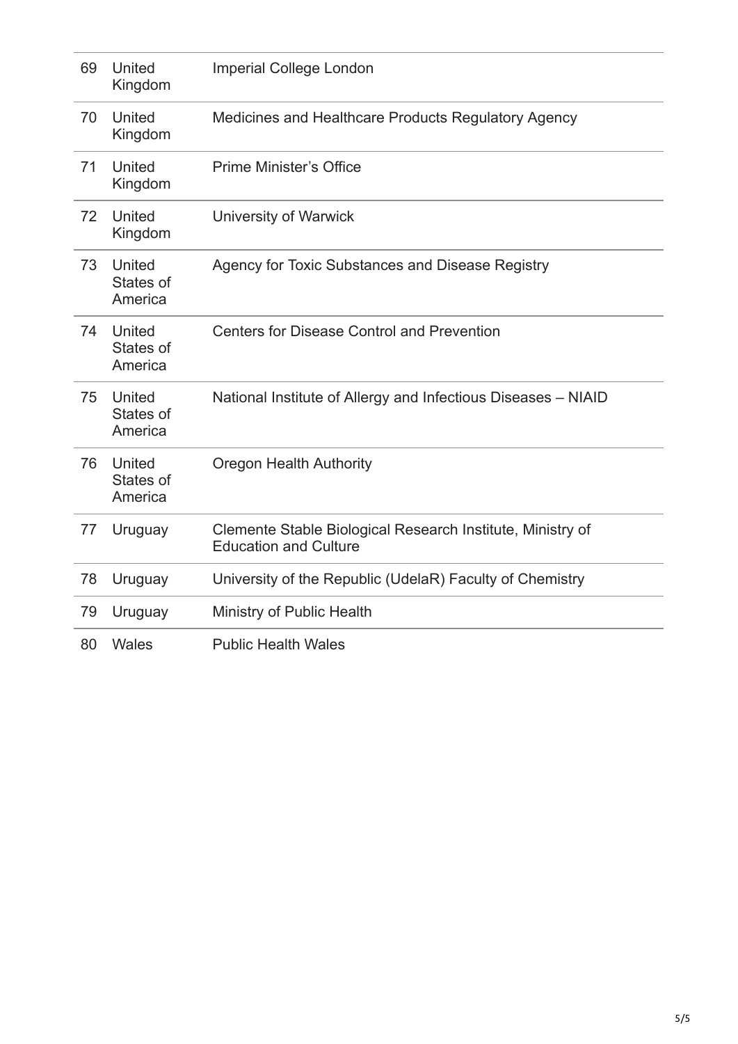| | | |
|---|---|---|
| 69 | United Kingdom | Imperial College London |
| 70 | United Kingdom | Medicines and Healthcare Products Regulatory Agency |
| 71 | United Kingdom | Prime Minister's Office |
| 72 | United Kingdom | University of Warwick |
| 73 | United States of America | Agency for Toxic Substances and Disease Registry |
| 74 | United States of America | Centers for Disease Control and Prevention |
| 75 | United States of America | National Institute of Allergy and Infectious Diseases – NIAID |
| 76 | United States of America | Oregon Health Authority |
| 77 | Uruguay | Clemente Stable Biological Research Institute, Ministry of Education and Culture |
| 78 | Uruguay | University of the Republic (UdelaR) Faculty of Chemistry |
| 79 | Uruguay | Ministry of Public Health |
| 80 | Wales | Public Health Wales |